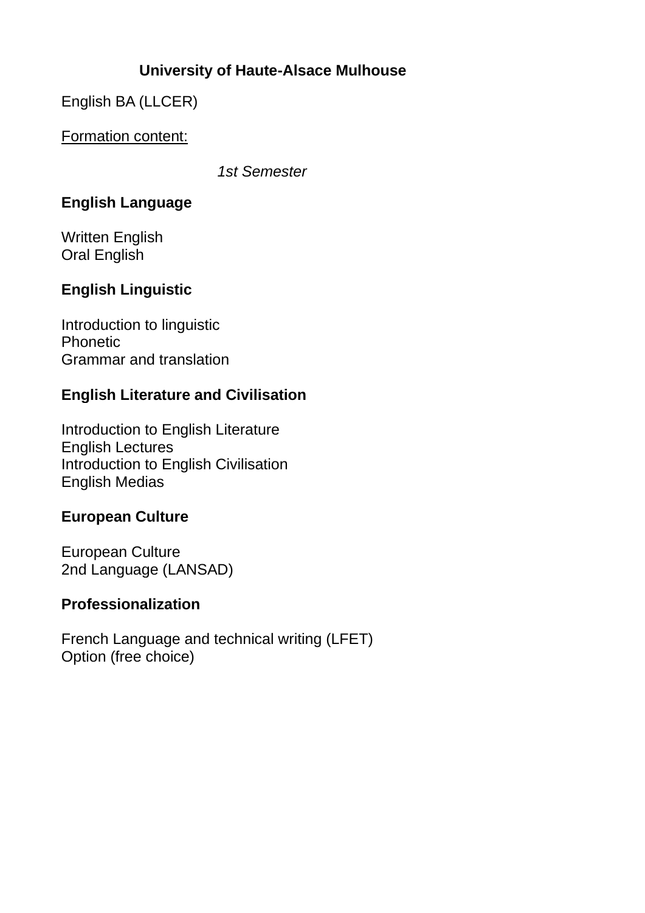# University of Haute-Alsace Mulhouse

English BA (LLCER)

Formation content:

*1st Semester*

**English Language**

Written English
Oral English

**English Linguistic**

Introduction to linguistic
Phonetic
Grammar and translation

**English Literature and Civilisation**

Introduction to English Literature
English Lectures
Introduction to English Civilisation
English Medias

**European Culture**

European Culture
2nd Language (LANSAD)

**Professionalization**

French Language and technical writing (LFET)
Option (free choice)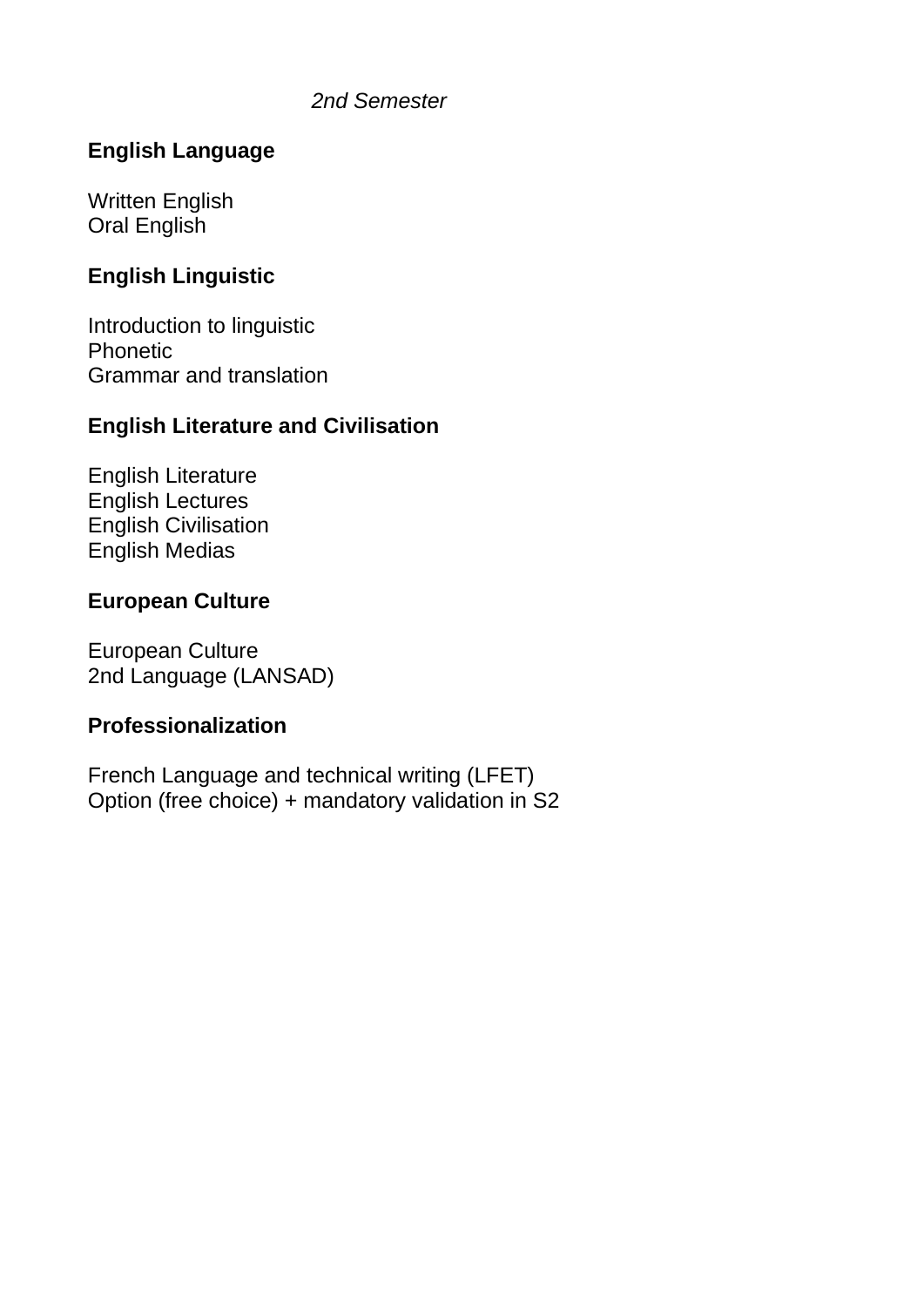*2nd Semester*

**English Language**

Written English
Oral English

**English Linguistic**

Introduction to linguistic
Phonetic
Grammar and translation

**English Literature and Civilisation**

English Literature
English Lectures
English Civilisation
English Medias

**European Culture**

European Culture
2nd Language (LANSAD)

**Professionalization**

French Language and technical writing (LFET)
Option (free choice) + mandatory validation in S2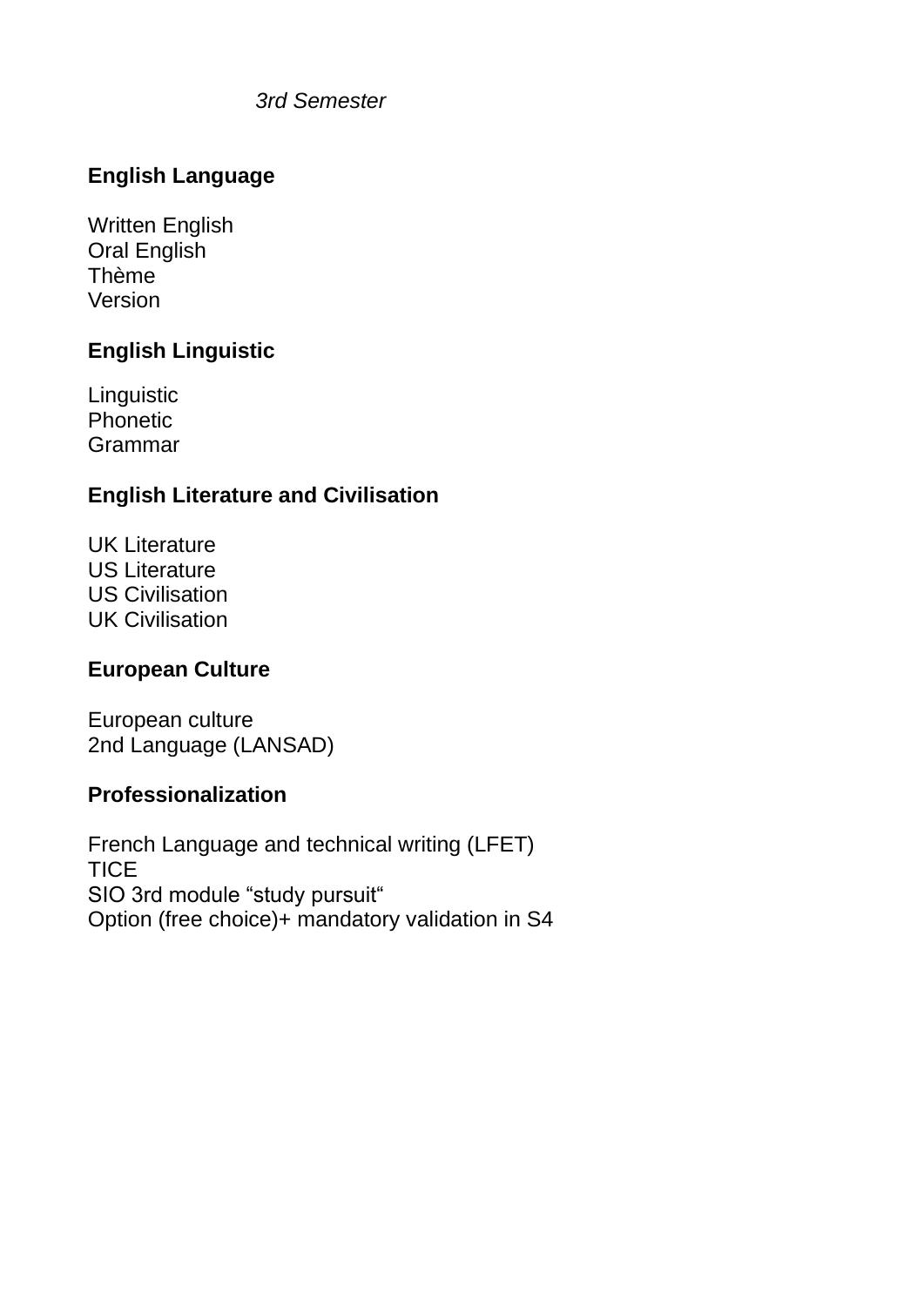*3rd Semester*

**English Language**

Written English
Oral English
Thème
Version

**English Linguistic**

Linguistic
Phonetic
Grammar

**English Literature and Civilisation**

UK Literature
US Literature
US Civilisation
UK Civilisation

**European Culture**

European culture
2nd Language (LANSAD)

**Professionalization**

French Language and technical writing (LFET)
TICE
SIO 3rd module “study pursuit“
Option (free choice)+ mandatory validation in S4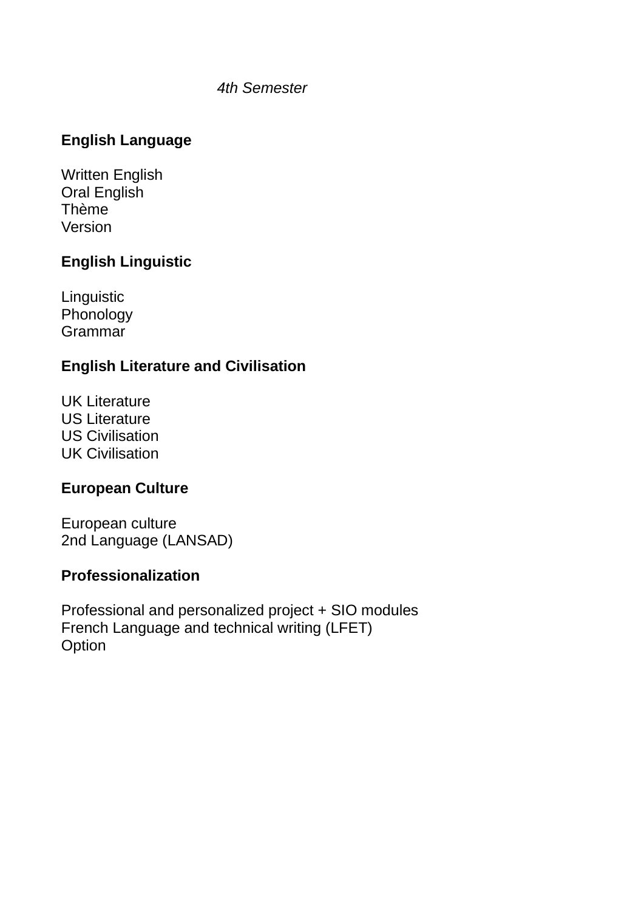*4th Semester*

**English Language**

Written English
Oral English
Thème
Version

**English Linguistic**

Linguistic
Phonology
Grammar

**English Literature and Civilisation**

UK Literature
US Literature
US Civilisation
UK Civilisation

**European Culture**

European culture
2nd Language (LANSAD)

**Professionalization**

Professional and personalized project + SIO modules
French Language and technical writing (LFET)
Option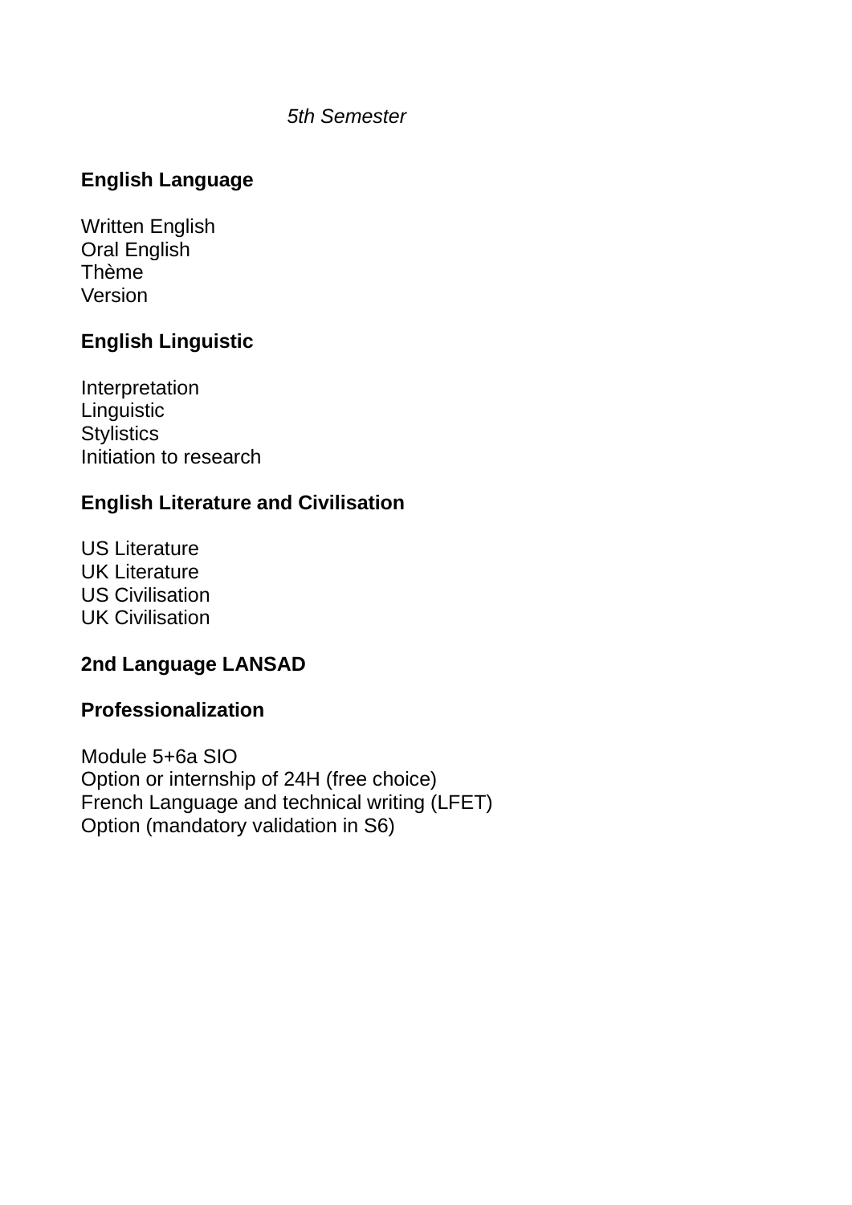*5th Semester*

**English Language**

Written English
Oral English
Thème
Version

**English Linguistic**

Interpretation
Linguistic
Stylistics
Initiation to research

**English Literature and Civilisation**

US Literature
UK Literature
US Civilisation
UK Civilisation

**2nd Language LANSAD**

**Professionalization**

Module 5+6a SIO
Option or internship of 24H (free choice)
French Language and technical writing (LFET)
Option (mandatory validation in S6)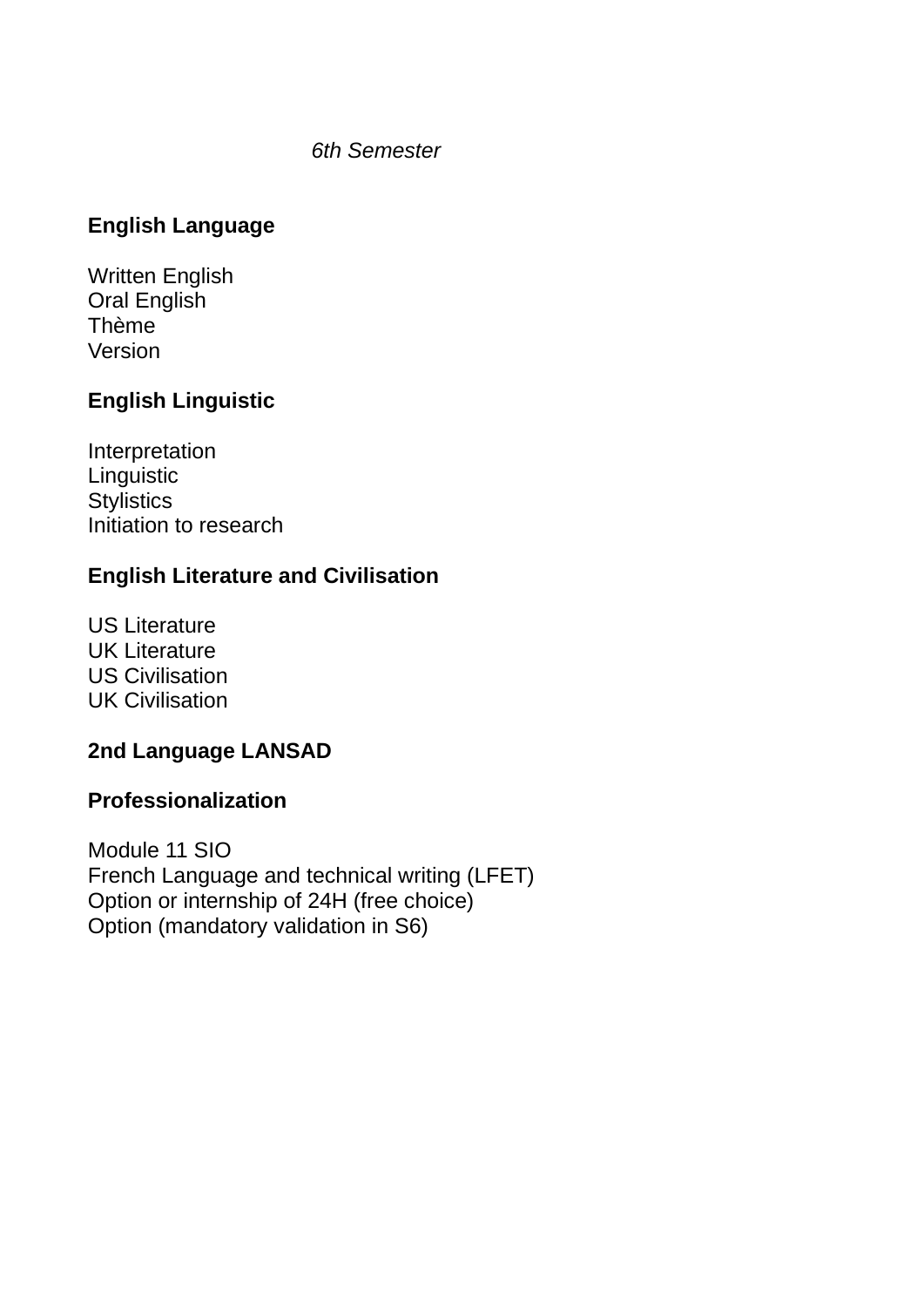*6th Semester*

**English Language**

Written English
Oral English
Thème
Version

**English Linguistic**

Interpretation
Linguistic
Stylistics
Initiation to research

**English Literature and Civilisation**

US Literature
UK Literature
US Civilisation
UK Civilisation

**2nd Language LANSAD**

**Professionalization**

Module 11 SIO
French Language and technical writing (LFET)
Option or internship of 24H (free choice)
Option (mandatory validation in S6)